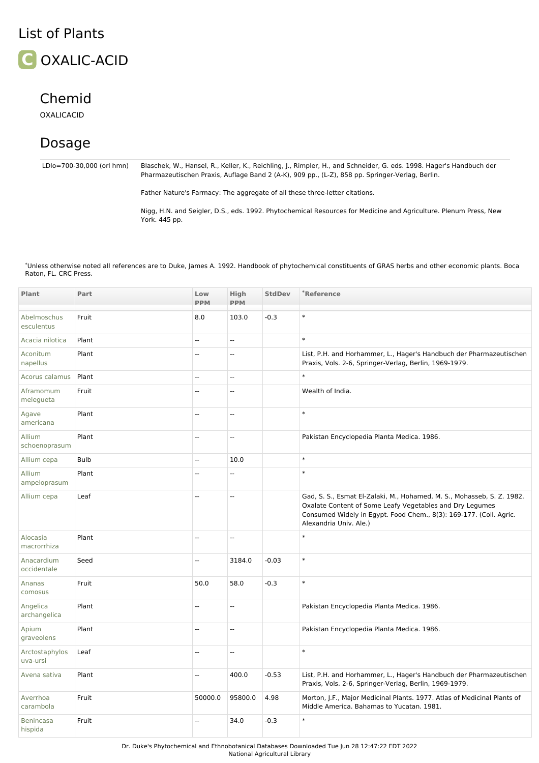# List of Plants

## C OXALIC-ACID

### Chemid

OXALICACID

### Dosage

| | |
|---|---|
| LDlo=700-30,000 (orl hmn) | Blaschek, W., Hansel, R., Keller, K., Reichling, J., Rimpler, H., and Schneider, G. eds. 1998. Hager's Handbuch der Pharmazeutischen Praxis, Auflage Band 2 (A-K), 909 pp., (L-Z), 858 pp. Springer-Verlag, Berlin.<br><br>Father Nature's Farmacy: The aggregate of all these three-letter citations.<br><br>Nigg, H.N. and Seigler, D.S., eds. 1992. Phytochemical Resources for Medicine and Agriculture. Plenum Press, New York. 445 pp. |

*Unless otherwise noted all references are to Duke, James A. 1992. Handbook of phytochemical constituents of GRAS herbs and other economic plants. Boca Raton, FL. CRC Press.

| Plant | Part | Low PPM | High PPM | StdDev | *Reference |
|---|---|---|---|---|---|
| Abelmoschus esculentus | Fruit | 8.0 | 103.0 | -0.3 | * |
| Acacia nilotica | Plant | -- | -- | | * |
| Aconitum napellus | Plant | -- | -- | | List, P.H. and Horhammer, L., Hager's Handbuch der Pharmazeutischen Praxis, Vols. 2-6, Springer-Verlag, Berlin, 1969-1979. |
| Acorus calamus | Plant | -- | -- | | * |
| Aframomum melegueta | Fruit | -- | -- | | Wealth of India. |
| Agave americana | Plant | -- | -- | | * |
| Allium schoenoprasum | Plant | -- | -- | | Pakistan Encyclopedia Planta Medica. 1986. |
| Allium cepa | Bulb | -- | 10.0 | | * |
| Allium ampeloprasum | Plant | -- | -- | | * |
| Allium cepa | Leaf | -- | -- | | Gad, S. S., Esmat El-Zalaki, M., Hohamed, M. S., Mohasseb, S. Z. 1982. Oxalate Content of Some Leafy Vegetables and Dry Legumes Consumed Widely in Egypt. Food Chem., 8(3): 169-177. (Coll. Agric. Alexandria Univ. Ale.) |
| Alocasia macrorrhiza | Plant | -- | -- | | * |
| Anacardium occidentale | Seed | -- | 3184.0 | -0.03 | * |
| Ananas comosus | Fruit | 50.0 | 58.0 | -0.3 | * |
| Angelica archangelica | Plant | -- | -- | | Pakistan Encyclopedia Planta Medica. 1986. |
| Apium graveolens | Plant | -- | -- | | Pakistan Encyclopedia Planta Medica. 1986. |
| Arctostaphylos uva-ursi | Leaf | -- | -- | | * |
| Avena sativa | Plant | -- | 400.0 | -0.53 | List, P.H. and Horhammer, L., Hager's Handbuch der Pharmazeutischen Praxis, Vols. 2-6, Springer-Verlag, Berlin, 1969-1979. |
| Averrhoa carambola | Fruit | 50000.0 | 95800.0 | 4.98 | Morton, J.F., Major Medicinal Plants. 1977. Atlas of Medicinal Plants of Middle America. Bahamas to Yucatan. 1981. |
| Benincasa hispida | Fruit | -- | 34.0 | -0.3 | * |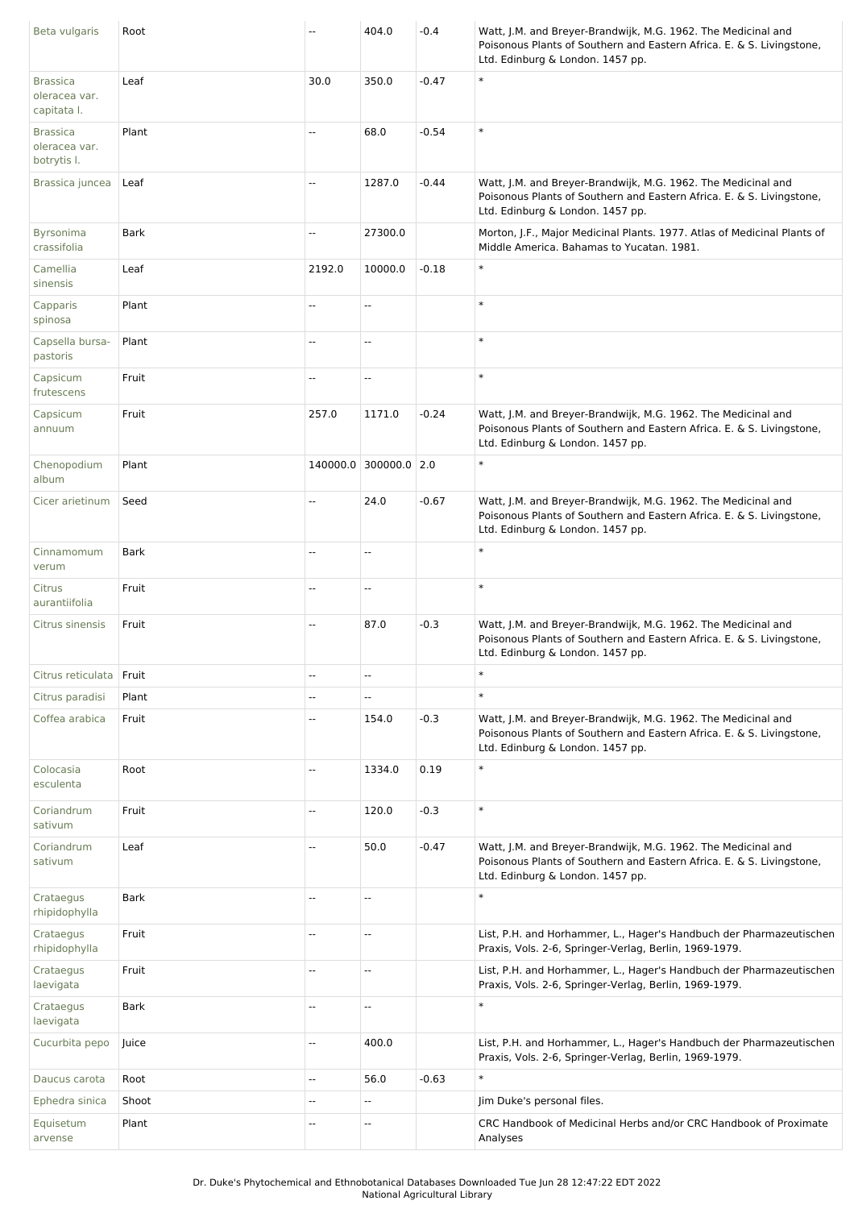| | | | | | |
|---|---|---|---|---|---|
| Beta vulgaris | Root | -- | 404.0 | -0.4 | Watt, J.M. and Breyer-Brandwijk, M.G. 1962. The Medicinal and Poisonous Plants of Southern and Eastern Africa. E. & S. Livingstone, Ltd. Edinburg & London. 1457 pp. |
| Brassica oleracea var. capitata l. | Leaf | 30.0 | 350.0 | -0.47 | * |
| Brassica oleracea var. botrytis l. | Plant | -- | 68.0 | -0.54 | * |
| Brassica juncea | Leaf | -- | 1287.0 | -0.44 | Watt, J.M. and Breyer-Brandwijk, M.G. 1962. The Medicinal and Poisonous Plants of Southern and Eastern Africa. E. & S. Livingstone, Ltd. Edinburg & London. 1457 pp. |
| Byrsonima crassifolia | Bark | -- | 27300.0 | | Morton, J.F., Major Medicinal Plants. 1977. Atlas of Medicinal Plants of Middle America. Bahamas to Yucatan. 1981. |
| Camellia sinensis | Leaf | 2192.0 | 10000.0 | -0.18 | * |
| Capparis spinosa | Plant | -- | -- | | * |
| Capsella bursa-pastoris | Plant | -- | -- | | * |
| Capsicum frutescens | Fruit | -- | -- | | * |
| Capsicum annuum | Fruit | 257.0 | 1171.0 | -0.24 | Watt, J.M. and Breyer-Brandwijk, M.G. 1962. The Medicinal and Poisonous Plants of Southern and Eastern Africa. E. & S. Livingstone, Ltd. Edinburg & London. 1457 pp. |
| Chenopodium album | Plant | 140000.0 | 300000.0 | 2.0 | * |
| Cicer arietinum | Seed | -- | 24.0 | -0.67 | Watt, J.M. and Breyer-Brandwijk, M.G. 1962. The Medicinal and Poisonous Plants of Southern and Eastern Africa. E. & S. Livingstone, Ltd. Edinburg & London. 1457 pp. |
| Cinnamomum verum | Bark | -- | -- | | * |
| Citrus aurantiifolia | Fruit | -- | -- | | * |
| Citrus sinensis | Fruit | -- | 87.0 | -0.3 | Watt, J.M. and Breyer-Brandwijk, M.G. 1962. The Medicinal and Poisonous Plants of Southern and Eastern Africa. E. & S. Livingstone, Ltd. Edinburg & London. 1457 pp. |
| Citrus reticulata | Fruit | -- | -- | | * |
| Citrus paradisi | Plant | -- | -- | | * |
| Coffea arabica | Fruit | -- | 154.0 | -0.3 | Watt, J.M. and Breyer-Brandwijk, M.G. 1962. The Medicinal and Poisonous Plants of Southern and Eastern Africa. E. & S. Livingstone, Ltd. Edinburg & London. 1457 pp. |
| Colocasia esculenta | Root | -- | 1334.0 | 0.19 | * |
| Coriandrum sativum | Fruit | -- | 120.0 | -0.3 | * |
| Coriandrum sativum | Leaf | -- | 50.0 | -0.47 | Watt, J.M. and Breyer-Brandwijk, M.G. 1962. The Medicinal and Poisonous Plants of Southern and Eastern Africa. E. & S. Livingstone, Ltd. Edinburg & London. 1457 pp. |
| Crataegus rhipidophylla | Bark | -- | -- | | * |
| Crataegus rhipidophylla | Fruit | -- | -- | | List, P.H. and Horhammer, L., Hager's Handbuch der Pharmazeutischen Praxis, Vols. 2-6, Springer-Verlag, Berlin, 1969-1979. |
| Crataegus laevigata | Fruit | -- | -- | | List, P.H. and Horhammer, L., Hager's Handbuch der Pharmazeutischen Praxis, Vols. 2-6, Springer-Verlag, Berlin, 1969-1979. |
| Crataegus laevigata | Bark | -- | -- | | * |
| Cucurbita pepo | Juice | -- | 400.0 | | List, P.H. and Horhammer, L., Hager's Handbuch der Pharmazeutischen Praxis, Vols. 2-6, Springer-Verlag, Berlin, 1969-1979. |
| Daucus carota | Root | -- | 56.0 | -0.63 | * |
| Ephedra sinica | Shoot | -- | -- | | Jim Duke's personal files. |
| Equisetum arvense | Plant | -- | -- | | CRC Handbook of Medicinal Herbs and/or CRC Handbook of Proximate Analyses |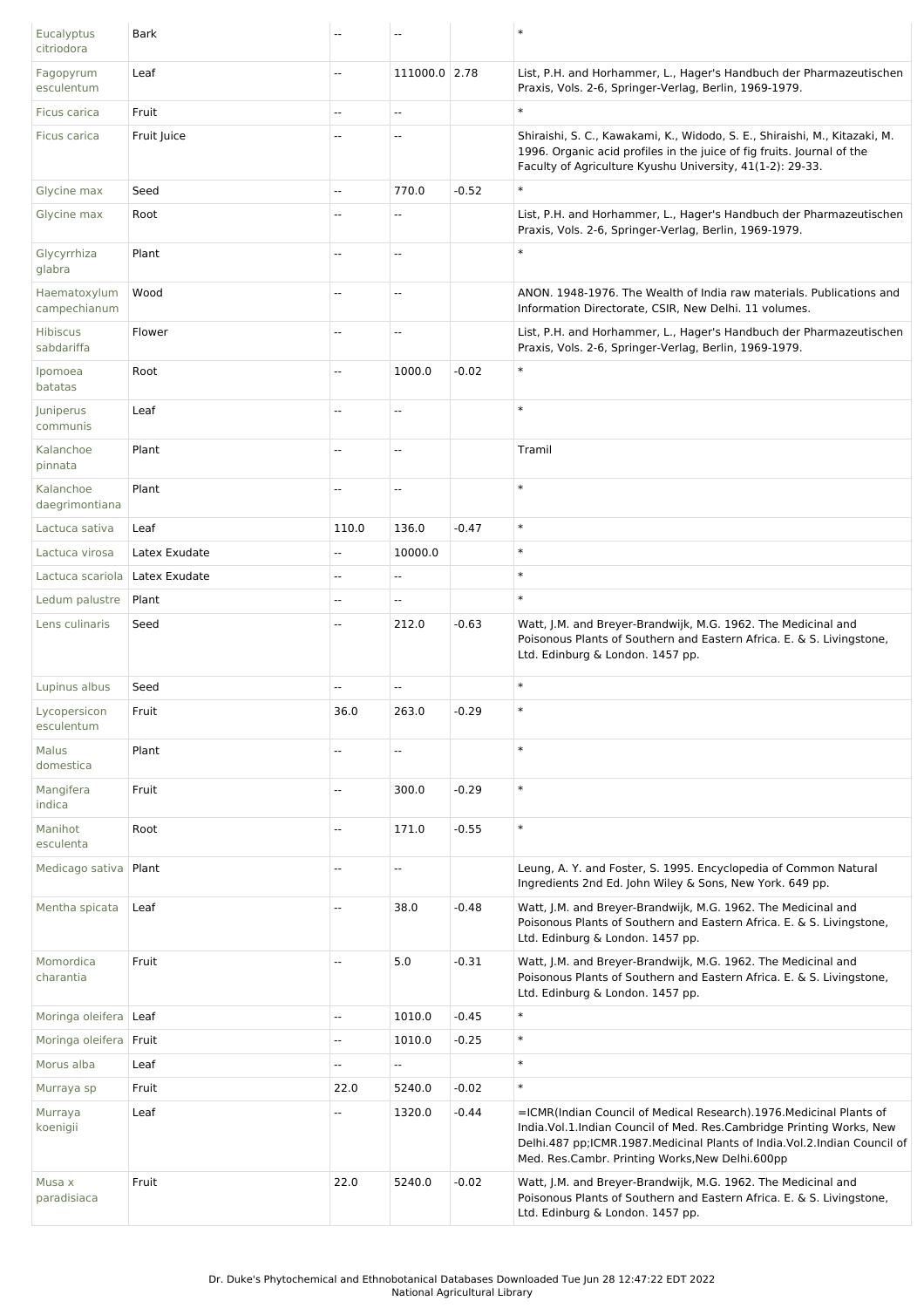| | | | | | |
|---|---|---|---|---|---|
| Eucalyptus citriodora | Bark | -- | -- | | * |
| Fagopyrum esculentum | Leaf | -- | 111000.0 | 2.78 | List, P.H. and Horhammer, L., Hager's Handbuch der Pharmazeutischen Praxis, Vols. 2-6, Springer-Verlag, Berlin, 1969-1979. |
| Ficus carica | Fruit | -- | -- | | * |
| Ficus carica | Fruit Juice | -- | -- | | Shiraishi, S. C., Kawakami, K., Widodo, S. E., Shiraishi, M., Kitazaki, M. 1996. Organic acid profiles in the juice of fig fruits. Journal of the Faculty of Agriculture Kyushu University, 41(1-2): 29-33. |
| Glycine max | Seed | -- | 770.0 | -0.52 | * |
| Glycine max | Root | -- | -- | | List, P.H. and Horhammer, L., Hager's Handbuch der Pharmazeutischen Praxis, Vols. 2-6, Springer-Verlag, Berlin, 1969-1979. |
| Glycyrrhiza glabra | Plant | -- | -- | | * |
| Haematoxylum campechianum | Wood | -- | -- | | ANON. 1948-1976. The Wealth of India raw materials. Publications and Information Directorate, CSIR, New Delhi. 11 volumes. |
| Hibiscus sabdariffa | Flower | -- | -- | | List, P.H. and Horhammer, L., Hager's Handbuch der Pharmazeutischen Praxis, Vols. 2-6, Springer-Verlag, Berlin, 1969-1979. |
| Ipomoea batatas | Root | -- | 1000.0 | -0.02 | * |
| Juniperus communis | Leaf | -- | -- | | * |
| Kalanchoe pinnata | Plant | -- | -- | | Tramil |
| Kalanchoe daegrimontiana | Plant | -- | -- | | * |
| Lactuca sativa | Leaf | 110.0 | 136.0 | -0.47 | * |
| Lactuca virosa | Latex Exudate | -- | 10000.0 | | * |
| Lactuca scariola | Latex Exudate | -- | -- | | * |
| Ledum palustre | Plant | -- | -- | | * |
| Lens culinaris | Seed | -- | 212.0 | -0.63 | Watt, J.M. and Breyer-Brandwijk, M.G. 1962. The Medicinal and Poisonous Plants of Southern and Eastern Africa. E. & S. Livingstone, Ltd. Edinburg & London. 1457 pp. |
| Lupinus albus | Seed | -- | -- | | * |
| Lycopersicon esculentum | Fruit | 36.0 | 263.0 | -0.29 | * |
| Malus domestica | Plant | -- | -- | | * |
| Mangifera indica | Fruit | -- | 300.0 | -0.29 | * |
| Manihot esculenta | Root | -- | 171.0 | -0.55 | * |
| Medicago sativa | Plant | -- | -- | | Leung, A. Y. and Foster, S. 1995. Encyclopedia of Common Natural Ingredients 2nd Ed. John Wiley & Sons, New York. 649 pp. |
| Mentha spicata | Leaf | -- | 38.0 | -0.48 | Watt, J.M. and Breyer-Brandwijk, M.G. 1962. The Medicinal and Poisonous Plants of Southern and Eastern Africa. E. & S. Livingstone, Ltd. Edinburg & London. 1457 pp. |
| Momordica charantia | Fruit | -- | 5.0 | -0.31 | Watt, J.M. and Breyer-Brandwijk, M.G. 1962. The Medicinal and Poisonous Plants of Southern and Eastern Africa. E. & S. Livingstone, Ltd. Edinburg & London. 1457 pp. |
| Moringa oleifera | Leaf | -- | 1010.0 | -0.45 | * |
| Moringa oleifera | Fruit | -- | 1010.0 | -0.25 | * |
| Morus alba | Leaf | -- | -- | | * |
| Murraya sp | Fruit | 22.0 | 5240.0 | -0.02 | * |
| Murraya koenigii | Leaf | -- | 1320.0 | -0.44 | =ICMR(Indian Council of Medical Research).1976.Medicinal Plants of India.Vol.1.Indian Council of Med. Res.Cambridge Printing Works, New Delhi.487 pp;ICMR.1987.Medicinal Plants of India.Vol.2.Indian Council of Med. Res.Cambr. Printing Works,New Delhi.600pp |
| Musa x paradisiaca | Fruit | 22.0 | 5240.0 | -0.02 | Watt, J.M. and Breyer-Brandwijk, M.G. 1962. The Medicinal and Poisonous Plants of Southern and Eastern Africa. E. & S. Livingstone, Ltd. Edinburg & London. 1457 pp. |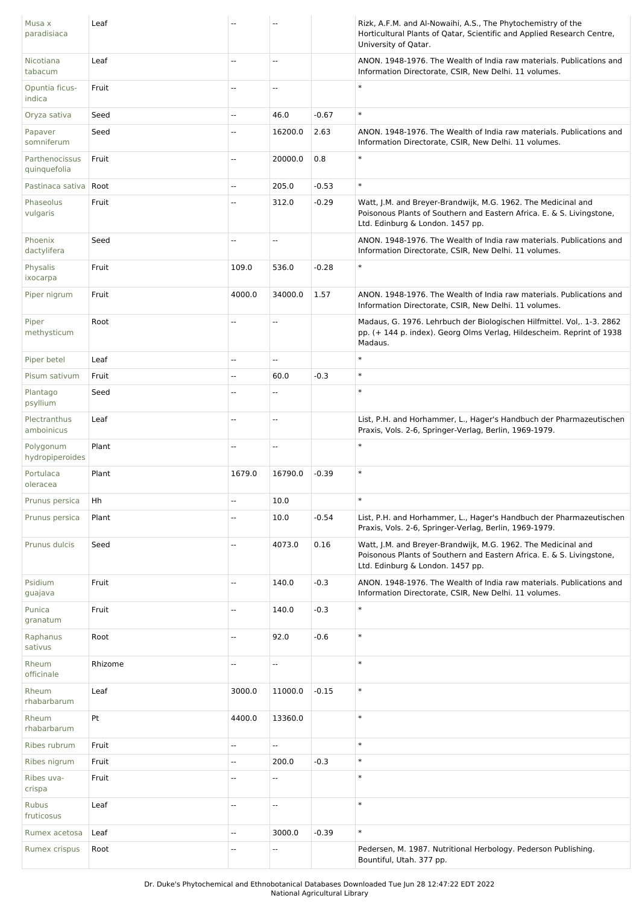| Musa x paradisiaca | Leaf | -- | -- | | Rizk, A.F.M. and Al-Nowaihi, A.S., The Phytochemistry of the Horticultural Plants of Qatar, Scientific and Applied Research Centre, University of Qatar. |
|---|---|---|---|---|---|
| Nicotiana tabacum | Leaf | -- | -- | | ANON. 1948-1976. The Wealth of India raw materials. Publications and Information Directorate, CSIR, New Delhi. 11 volumes. |
| Opuntia ficus-indica | Fruit | -- | -- | | * |
| Oryza sativa | Seed | -- | 46.0 | -0.67 | * |
| Papaver somniferum | Seed | -- | 16200.0 | 2.63 | ANON. 1948-1976. The Wealth of India raw materials. Publications and Information Directorate, CSIR, New Delhi. 11 volumes. |
| Parthenocissus quinquefolia | Fruit | -- | 20000.0 | 0.8 | * |
| Pastinaca sativa | Root | -- | 205.0 | -0.53 | * |
| Phaseolus vulgaris | Fruit | -- | 312.0 | -0.29 | Watt, J.M. and Breyer-Brandwijk, M.G. 1962. The Medicinal and Poisonous Plants of Southern and Eastern Africa. E. & S. Livingstone, Ltd. Edinburg & London. 1457 pp. |
| Phoenix dactylifera | Seed | -- | -- | | ANON. 1948-1976. The Wealth of India raw materials. Publications and Information Directorate, CSIR, New Delhi. 11 volumes. |
| Physalis ixocarpa | Fruit | 109.0 | 536.0 | -0.28 | * |
| Piper nigrum | Fruit | 4000.0 | 34000.0 | 1.57 | ANON. 1948-1976. The Wealth of India raw materials. Publications and Information Directorate, CSIR, New Delhi. 11 volumes. |
| Piper methysticum | Root | -- | -- | | Madaus, G. 1976. Lehrbuch der Biologischen Hilfmittel. Vol,. 1-3. 2862 pp. (+ 144 p. index). Georg Olms Verlag, Hildescheim. Reprint of 1938 Madaus. |
| Piper betel | Leaf | -- | -- | | * |
| Pisum sativum | Fruit | -- | 60.0 | -0.3 | * |
| Plantago psyllium | Seed | -- | -- | | * |
| Plectranthus amboinicus | Leaf | -- | -- | | List, P.H. and Horhammer, L., Hager's Handbuch der Pharmazeutischen Praxis, Vols. 2-6, Springer-Verlag, Berlin, 1969-1979. |
| Polygonum hydropiperoides | Plant | -- | -- | | * |
| Portulaca oleracea | Plant | 1679.0 | 16790.0 | -0.39 | * |
| Prunus persica | Hh | -- | 10.0 | | * |
| Prunus persica | Plant | -- | 10.0 | -0.54 | List, P.H. and Horhammer, L., Hager's Handbuch der Pharmazeutischen Praxis, Vols. 2-6, Springer-Verlag, Berlin, 1969-1979. |
| Prunus dulcis | Seed | -- | 4073.0 | 0.16 | Watt, J.M. and Breyer-Brandwijk, M.G. 1962. The Medicinal and Poisonous Plants of Southern and Eastern Africa. E. & S. Livingstone, Ltd. Edinburg & London. 1457 pp. |
| Psidium guajava | Fruit | -- | 140.0 | -0.3 | ANON. 1948-1976. The Wealth of India raw materials. Publications and Information Directorate, CSIR, New Delhi. 11 volumes. |
| Punica granatum | Fruit | -- | 140.0 | -0.3 | * |
| Raphanus sativus | Root | -- | 92.0 | -0.6 | * |
| Rheum officinale | Rhizome | -- | -- | | * |
| Rheum rhabarbarum | Leaf | 3000.0 | 11000.0 | -0.15 | * |
| Rheum rhabarbarum | Pt | 4400.0 | 13360.0 | | * |
| Ribes rubrum | Fruit | -- | -- | | * |
| Ribes nigrum | Fruit | -- | 200.0 | -0.3 | * |
| Ribes uva-crispa | Fruit | -- | -- | | * |
| Rubus fruticosus | Leaf | -- | -- | | * |
| Rumex acetosa | Leaf | -- | 3000.0 | -0.39 | * |
| Rumex crispus | Root | -- | -- | | Pedersen, M. 1987. Nutritional Herbology. Pederson Publishing. Bountiful, Utah. 377 pp. |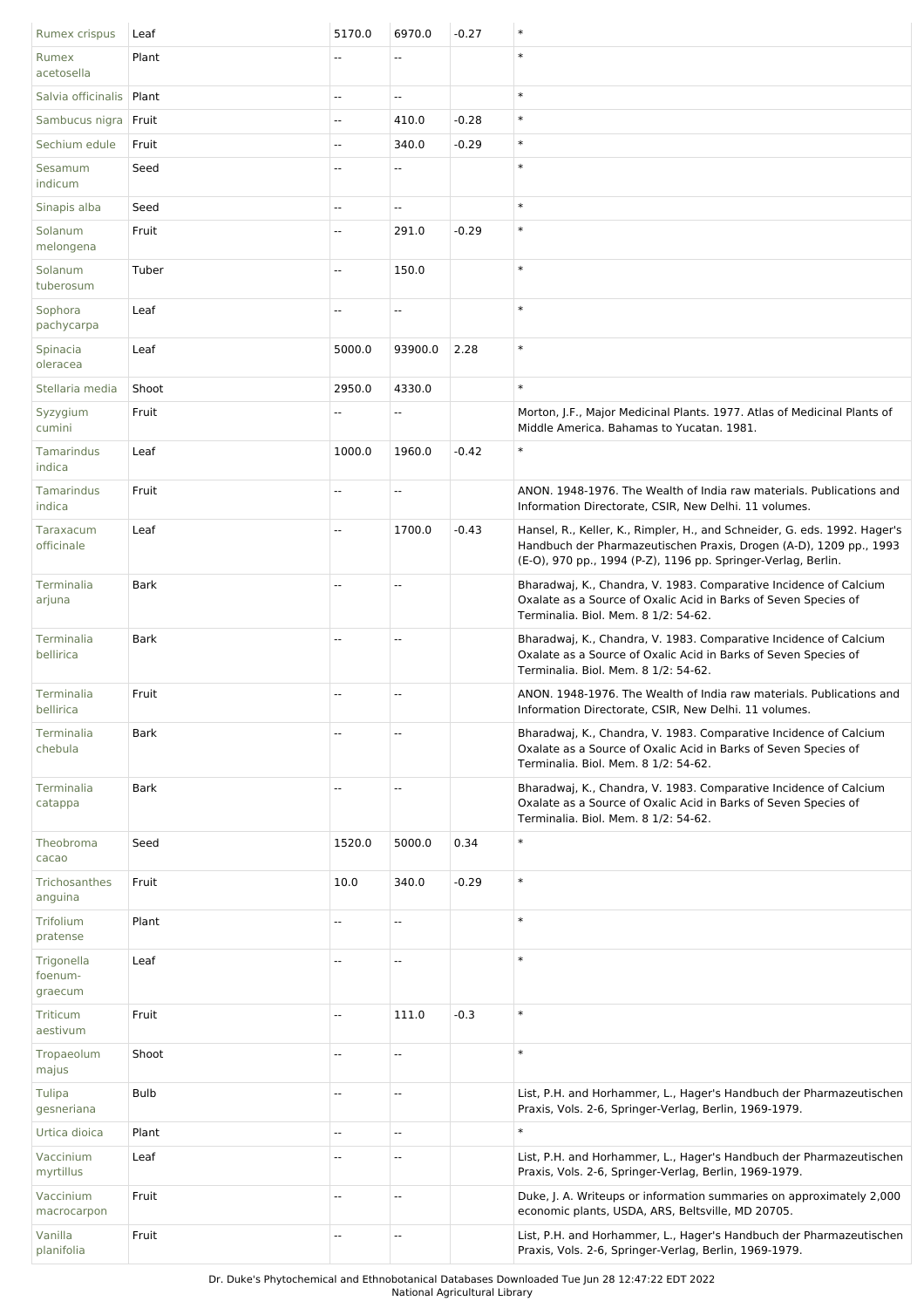| Rumex crispus | Leaf | 5170.0 | 6970.0 | -0.27 | * |
|---|---|---|---|---|---|
| Rumex acetosella | Plant | -- | -- | | * |
| Salvia officinalis | Plant | -- | -- | | * |
| Sambucus nigra | Fruit | -- | 410.0 | -0.28 | * |
| Sechium edule | Fruit | -- | 340.0 | -0.29 | * |
| Sesamum indicum | Seed | -- | -- | | * |
| Sinapis alba | Seed | -- | -- | | * |
| Solanum melongena | Fruit | -- | 291.0 | -0.29 | * |
| Solanum tuberosum | Tuber | -- | 150.0 | | * |
| Sophora pachycarpa | Leaf | -- | -- | | * |
| Spinacia oleracea | Leaf | 5000.0 | 93900.0 | 2.28 | * |
| Stellaria media | Shoot | 2950.0 | 4330.0 | | * |
| Syzygium cumini | Fruit | -- | -- | | Morton, J.F., Major Medicinal Plants. 1977. Atlas of Medicinal Plants of Middle America. Bahamas to Yucatan. 1981. |
| Tamarindus indica | Leaf | 1000.0 | 1960.0 | -0.42 | * |
| Tamarindus indica | Fruit | -- | -- | | ANON. 1948-1976. The Wealth of India raw materials. Publications and Information Directorate, CSIR, New Delhi. 11 volumes. |
| Taraxacum officinale | Leaf | -- | 1700.0 | -0.43 | Hansel, R., Keller, K., Rimpler, H., and Schneider, G. eds. 1992. Hager's Handbuch der Pharmazeutischen Praxis, Drogen (A-D), 1209 pp., 1993 (E-O), 970 pp., 1994 (P-Z), 1196 pp. Springer-Verlag, Berlin. |
| Terminalia arjuna | Bark | -- | -- | | Bharadwaj, K., Chandra, V. 1983. Comparative Incidence of Calcium Oxalate as a Source of Oxalic Acid in Barks of Seven Species of Terminalia. Biol. Mem. 8 1/2: 54-62. |
| Terminalia bellirica | Bark | -- | -- | | Bharadwaj, K., Chandra, V. 1983. Comparative Incidence of Calcium Oxalate as a Source of Oxalic Acid in Barks of Seven Species of Terminalia. Biol. Mem. 8 1/2: 54-62. |
| Terminalia bellirica | Fruit | -- | -- | | ANON. 1948-1976. The Wealth of India raw materials. Publications and Information Directorate, CSIR, New Delhi. 11 volumes. |
| Terminalia chebula | Bark | -- | -- | | Bharadwaj, K., Chandra, V. 1983. Comparative Incidence of Calcium Oxalate as a Source of Oxalic Acid in Barks of Seven Species of Terminalia. Biol. Mem. 8 1/2: 54-62. |
| Terminalia catappa | Bark | -- | -- | | Bharadwaj, K., Chandra, V. 1983. Comparative Incidence of Calcium Oxalate as a Source of Oxalic Acid in Barks of Seven Species of Terminalia. Biol. Mem. 8 1/2: 54-62. |
| Theobroma cacao | Seed | 1520.0 | 5000.0 | 0.34 | * |
| Trichosanthes anguina | Fruit | 10.0 | 340.0 | -0.29 | * |
| Trifolium pratense | Plant | -- | -- | | * |
| Trigonella foenum-graecum | Leaf | -- | -- | | * |
| Triticum aestivum | Fruit | -- | 111.0 | -0.3 | * |
| Tropaeolum majus | Shoot | -- | -- | | * |
| Tulipa gesneriana | Bulb | -- | -- | | List, P.H. and Horhammer, L., Hager's Handbuch der Pharmazeutischen Praxis, Vols. 2-6, Springer-Verlag, Berlin, 1969-1979. |
| Urtica dioica | Plant | -- | -- | | * |
| Vaccinium myrtillus | Leaf | -- | -- | | List, P.H. and Horhammer, L., Hager's Handbuch der Pharmazeutischen Praxis, Vols. 2-6, Springer-Verlag, Berlin, 1969-1979. |
| Vaccinium macrocarpon | Fruit | -- | -- | | Duke, J. A. Writeups or information summaries on approximately 2,000 economic plants, USDA, ARS, Beltsville, MD 20705. |
| Vanilla planifolia | Fruit | -- | -- | | List, P.H. and Horhammer, L., Hager's Handbuch der Pharmazeutischen Praxis, Vols. 2-6, Springer-Verlag, Berlin, 1969-1979. |

Dr. Duke's Phytochemical and Ethnobotanical Databases Downloaded Tue Jun 28 12:47:22 EDT 2022
National Agricultural Library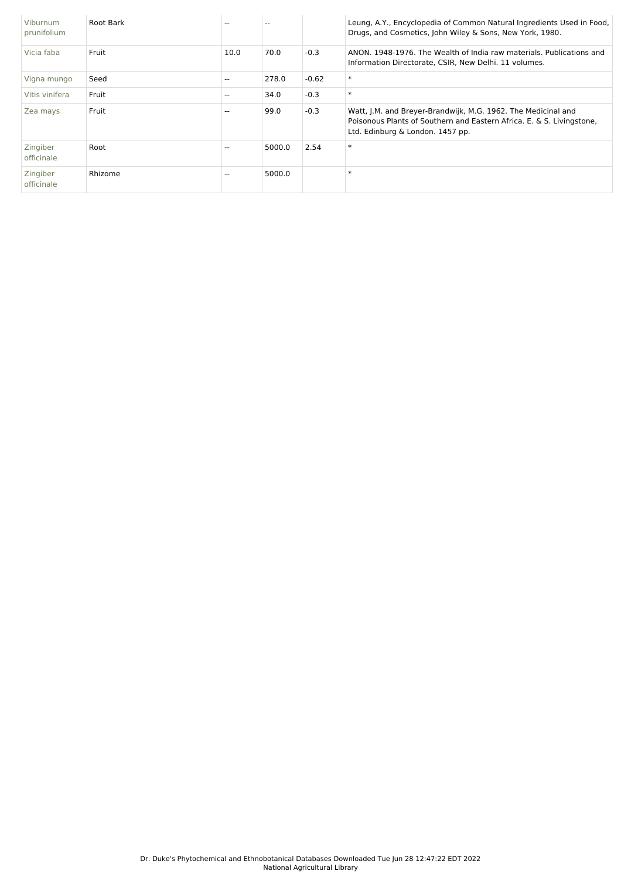| | | | | | |
|---|---|---|---|---|---|
| Viburnum prunifolium | Root Bark | -- | -- | | Leung, A.Y., Encyclopedia of Common Natural Ingredients Used in Food, Drugs, and Cosmetics, John Wiley & Sons, New York, 1980. |
| Vicia faba | Fruit | 10.0 | 70.0 | -0.3 | ANON. 1948-1976. The Wealth of India raw materials. Publications and Information Directorate, CSIR, New Delhi. 11 volumes. |
| Vigna mungo | Seed | -- | 278.0 | -0.62 | * |
| Vitis vinifera | Fruit | -- | 34.0 | -0.3 | * |
| Zea mays | Fruit | -- | 99.0 | -0.3 | Watt, J.M. and Breyer-Brandwijk, M.G. 1962. The Medicinal and Poisonous Plants of Southern and Eastern Africa. E. & S. Livingstone, Ltd. Edinburg & London. 1457 pp. |
| Zingiber officinale | Root | -- | 5000.0 | 2.54 | * |
| Zingiber officinale | Rhizome | -- | 5000.0 | | * |

Dr. Duke's Phytochemical and Ethnobotanical Databases Downloaded Tue Jun 28 12:47:22 EDT 2022
National Agricultural Library